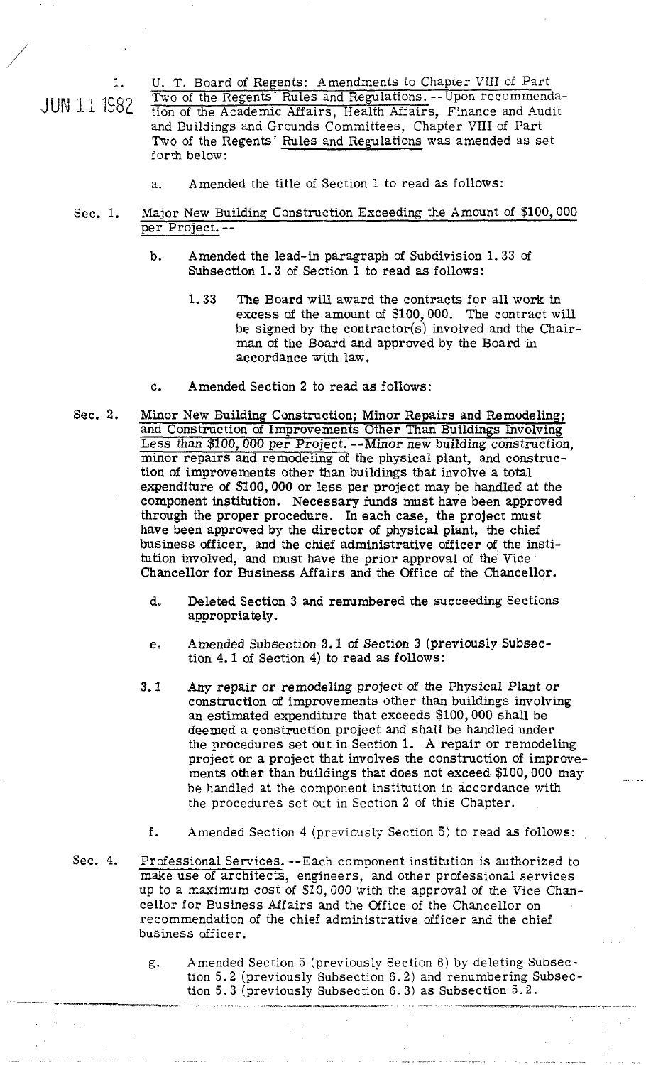1. JUN 11 1982

U. T. Board of Regents: Amendments to Chapter VIII of Part Two of the Regents' Rules and Regulations. --Upon recommendation of the Academic Affairs, Health Affairs, Finance and Audit and Buildings and Grounds Committees, Chapter VIII of Part Two of the Regents' Rules and Regulations was amended as set forth below:

a. Amended the title of Section 1 to read as follows:

Sec. 1. Major New Building Construction Exceeding the Amount of $100,000 per Project. --

b. Amended the lead-in paragraph of Subdivision 1.33 of Subsection 1.3 of Section 1 to read as follows:

1.33 The Board will award the contracts for all work in excess of the amount of $100,000. The contract will be signed by the contractor(s) involved and the Chairman of the Board and approved by the Board in accordance with law.

c. Amended Section 2 to read as follows:

Sec. 2. Minor New Building Construction; Minor Repairs and Remodeling; and Construction of Improvements Other Than Buildings Involving Less than $100,000 per Project. --Minor new building construction, minor repairs and remodeling of the physical plant, and construction of improvements other than buildings that involve a total expenditure of $100,000 or less per project may be handled at the component institution. Necessary funds must have been approved through the proper procedure. In each case, the project must have been approved by the director of physical plant, the chief business officer, and the chief administrative officer of the institution involved, and must have the prior approval of the Vice Chancellor for Business Affairs and the Office of the Chancellor.

d. Deleted Section 3 and renumbered the succeeding Sections appropriately.

e. Amended Subsection 3.1 of Section 3 (previously Subsection 4.1 of Section 4) to read as follows:

3.1 Any repair or remodeling project of the Physical Plant or construction of improvements other than buildings involving an estimated expenditure that exceeds $100,000 shall be deemed a construction project and shall be handled under the procedures set out in Section 1. A repair or remodeling project or a project that involves the construction of improvements other than buildings that does not exceed $100,000 may be handled at the component institution in accordance with the procedures set out in Section 2 of this Chapter.

f. Amended Section 4 (previously Section 5) to read as follows:

Sec. 4. Professional Services. --Each component institution is authorized to make use of architects, engineers, and other professional services up to a maximum cost of $10,000 with the approval of the Vice Chancellor for Business Affairs and the Office of the Chancellor on recommendation of the chief administrative officer and the chief business officer.

g. Amended Section 5 (previously Section 6) by deleting Subsection 5.2 (previously Subsection 6.2) and renumbering Subsection 5.3 (previously Subsection 6.3) as Subsection 5.2.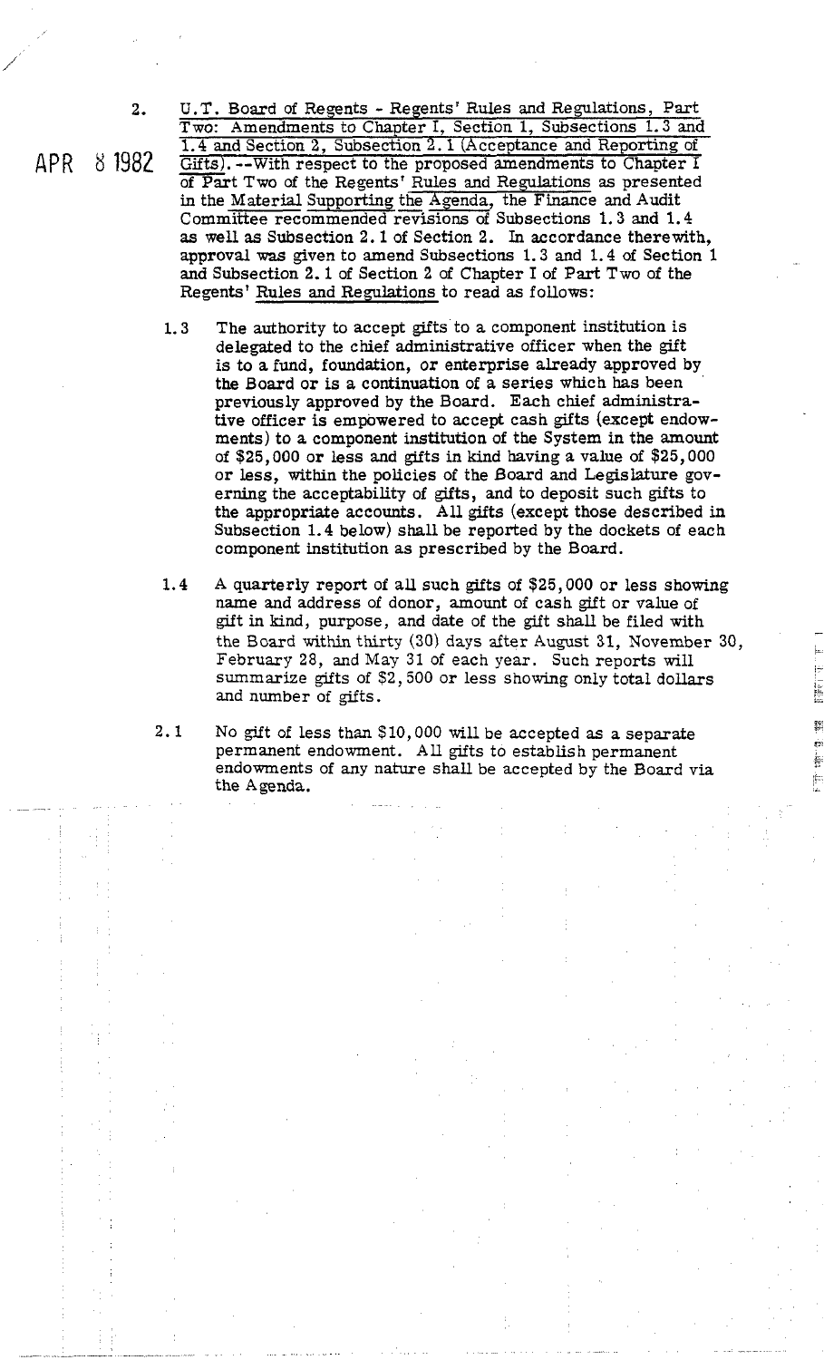APR 8 1982

2. U.T. Board of Regents - Regents' Rules and Regulations, Part Two: Amendments to Chapter I, Section 1, Subsections 1.3 and 1.4 and Section 2, Subsection 2.1 (Acceptance and Reporting of Gifts).--With respect to the proposed amendments to Chapter I of Part Two of the Regents' Rules and Regulations as presented in the Material Supporting the Agenda, the Finance and Audit Committee recommended revisions of Subsections 1.3 and 1.4 as well as Subsection 2.1 of Section 2. In accordance therewith, approval was given to amend Subsections 1.3 and 1.4 of Section 1 and Subsection 2.1 of Section 2 of Chapter I of Part Two of the Regents' Rules and Regulations to read as follows:

1.3 The authority to accept gifts to a component institution is delegated to the chief administrative officer when the gift is to a fund, foundation, or enterprise already approved by the Board or is a continuation of a series which has been previously approved by the Board. Each chief administrative officer is empowered to accept cash gifts (except endowments) to a component institution of the System in the amount of $25,000 or less and gifts in kind having a value of $25,000 or less, within the policies of the Board and Legislature governing the acceptability of gifts, and to deposit such gifts to the appropriate accounts. All gifts (except those described in Subsection 1.4 below) shall be reported by the dockets of each component institution as prescribed by the Board.

1.4 A quarterly report of all such gifts of $25,000 or less showing name and address of donor, amount of cash gift or value of gift in kind, purpose, and date of the gift shall be filed with the Board within thirty (30) days after August 31, November 30, February 28, and May 31 of each year. Such reports will summarize gifts of $2,500 or less showing only total dollars and number of gifts.

2.1 No gift of less than $10,000 will be accepted as a separate permanent endowment. All gifts to establish permanent endowments of any nature shall be accepted by the Board via the Agenda.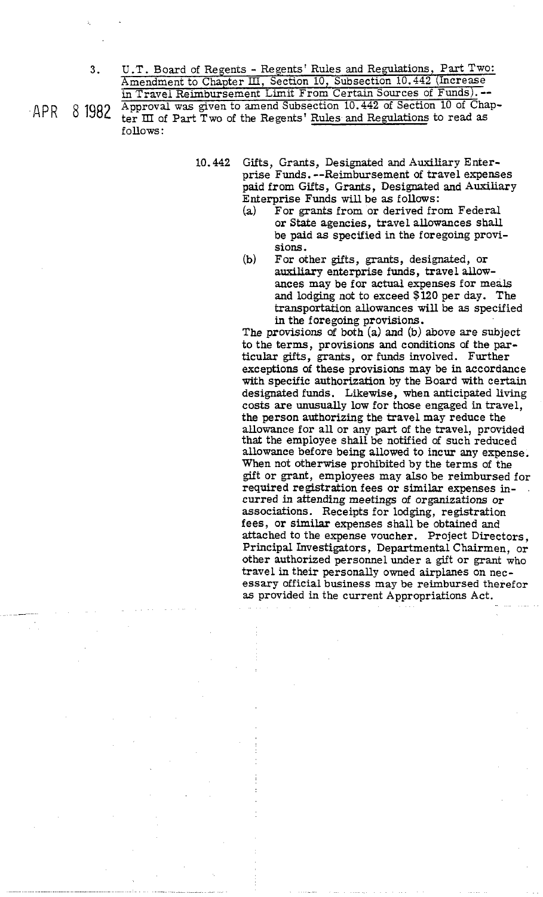APR 8 1982

3. U.T. Board of Regents - Regents' Rules and Regulations, Part Two: Amendment to Chapter III, Section 10, Subsection 10.442 (Increase in Travel Reimbursement Limit From Certain Sources of Funds).-- Approval was given to amend Subsection 10.442 of Section 10 of Chapter III of Part Two of the Regents' Rules and Regulations to read as follows:

> 10.442 Gifts, Grants, Designated and Auxiliary Enterprise Funds.--Reimbursement of travel expenses paid from Gifts, Grants, Designated and Auxiliary Enterprise Funds will be as follows:
>
> (a) For grants from or derived from Federal or State agencies, travel allowances shall be paid as specified in the foregoing provisions.
>
> (b) For other gifts, grants, designated, or auxiliary enterprise funds, travel allowances may be for actual expenses for meals and lodging not to exceed $120 per day. The transportation allowances will be as specified in the foregoing provisions.
>
> The provisions of both (a) and (b) above are subject to the terms, provisions and conditions of the particular gifts, grants, or funds involved. Further exceptions of these provisions may be in accordance with specific authorization by the Board with certain designated funds. Likewise, when anticipated living costs are unusually low for those engaged in travel, the person authorizing the travel may reduce the allowance for all or any part of the travel, provided that the employee shall be notified of such reduced allowance before being allowed to incur any expense. When not otherwise prohibited by the terms of the gift or grant, employees may also be reimbursed for required registration fees or similar expenses incurred in attending meetings of organizations or associations. Receipts for lodging, registration fees, or similar expenses shall be obtained and attached to the expense voucher. Project Directors, Principal Investigators, Departmental Chairmen, or other authorized personnel under a gift or grant who travel in their personally owned airplanes on necessary official business may be reimbursed therefor as provided in the current Appropriations Act.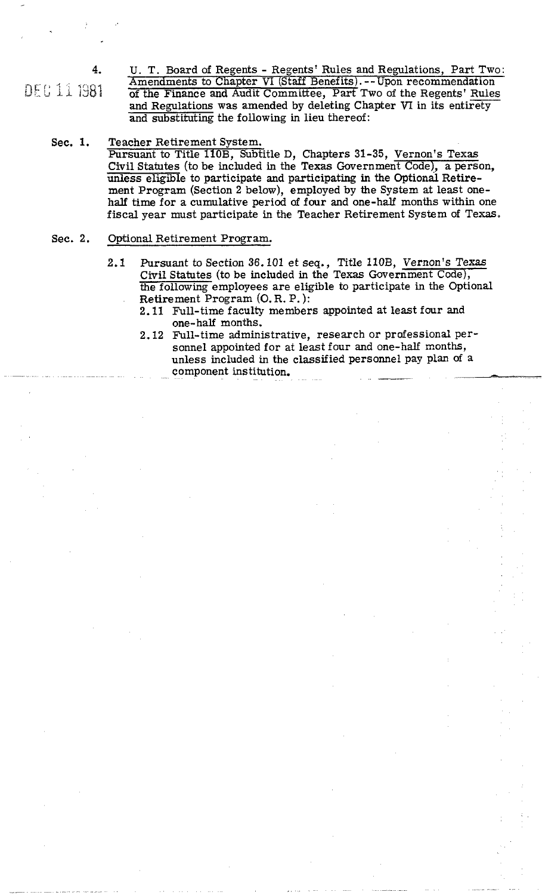DEC 11 1981

4. U. T. Board of Regents - Regents' Rules and Regulations, Part Two: Amendments to Chapter VI (Staff Benefits).--Upon recommendation of the Finance and Audit Committee, Part Two of the Regents' Rules and Regulations was amended by deleting Chapter VI in its entirety and substituting the following in lieu thereof:

**Sec. 1.** Teacher Retirement System.

Pursuant to Title 110B, Subtitle D, Chapters 31-35, Vernon's Texas Civil Statutes (to be included in the Texas Government Code), a person, unless eligible to participate and participating in the Optional Retirement Program (Section 2 below), employed by the System at least one-half time for a cumulative period of four and one-half months within one fiscal year must participate in the Teacher Retirement System of Texas.

**Sec. 2.** Optional Retirement Program.

2.1 Pursuant to Section 36.101 et seq., Title 110B, Vernon's Texas Civil Statutes (to be included in the Texas Government Code), the following employees are eligible to participate in the Optional Retirement Program (O.R.P.):

2.11 Full-time faculty members appointed at least four and one-half months.

2.12 Full-time administrative, research or professional personnel appointed for at least four and one-half months, unless included in the classified personnel pay plan of a component institution.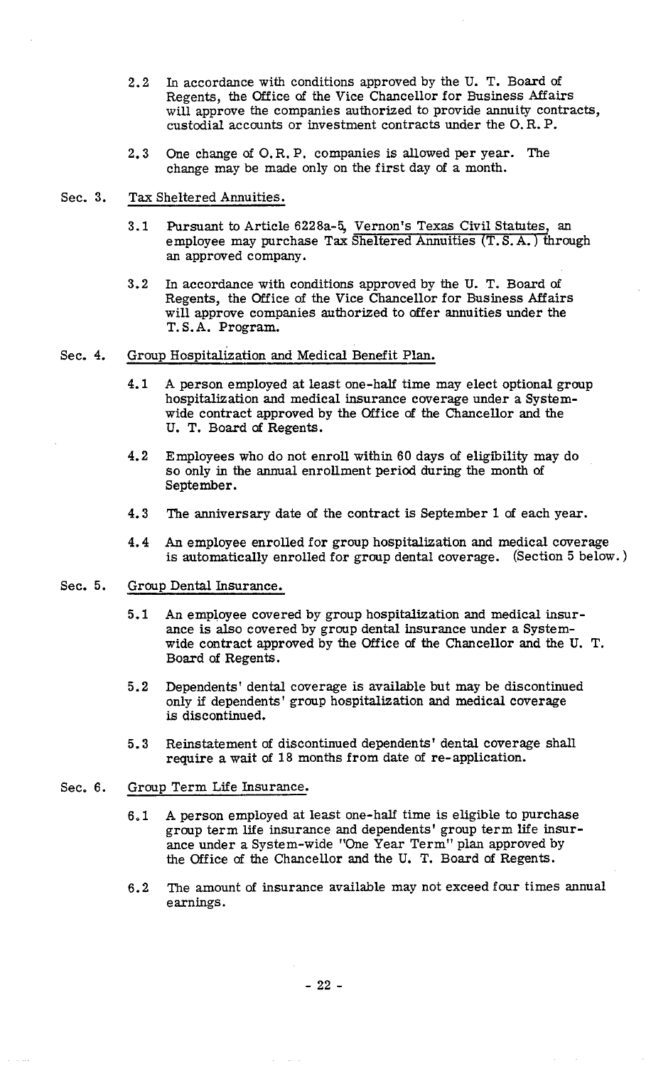2.2 In accordance with conditions approved by the U. T. Board of Regents, the Office of the Vice Chancellor for Business Affairs will approve the companies authorized to provide annuity contracts, custodial accounts or investment contracts under the O. R. P.

2.3 One change of O. R. P. companies is allowed per year. The change may be made only on the first day of a month.

Sec. 3. Tax Sheltered Annuities.

3.1 Pursuant to Article 6228a-5, Vernon's Texas Civil Statutes, an employee may purchase Tax Sheltered Annuities (T. S. A.) through an approved company.

3.2 In accordance with conditions approved by the U. T. Board of Regents, the Office of the Vice Chancellor for Business Affairs will approve companies authorized to offer annuities under the T. S. A. Program.

Sec. 4. Group Hospitalization and Medical Benefit Plan.

4.1 A person employed at least one-half time may elect optional group hospitalization and medical insurance coverage under a System-wide contract approved by the Office of the Chancellor and the U. T. Board of Regents.

4.2 Employees who do not enroll within 60 days of eligibility may do so only in the annual enrollment period during the month of September.

4.3 The anniversary date of the contract is September 1 of each year.

4.4 An employee enrolled for group hospitalization and medical coverage is automatically enrolled for group dental coverage. (Section 5 below.)

Sec. 5. Group Dental Insurance.

5.1 An employee covered by group hospitalization and medical insurance is also covered by group dental insurance under a System-wide contract approved by the Office of the Chancellor and the U. T. Board of Regents.

5.2 Dependents' dental coverage is available but may be discontinued only if dependents' group hospitalization and medical coverage is discontinued.

5.3 Reinstatement of discontinued dependents' dental coverage shall require a wait of 18 months from date of re-application.

Sec. 6. Group Term Life Insurance.

6.1 A person employed at least one-half time is eligible to purchase group term life insurance and dependents' group term life insurance under a System-wide "One Year Term" plan approved by the Office of the Chancellor and the U. T. Board of Regents.

6.2 The amount of insurance available may not exceed four times annual earnings.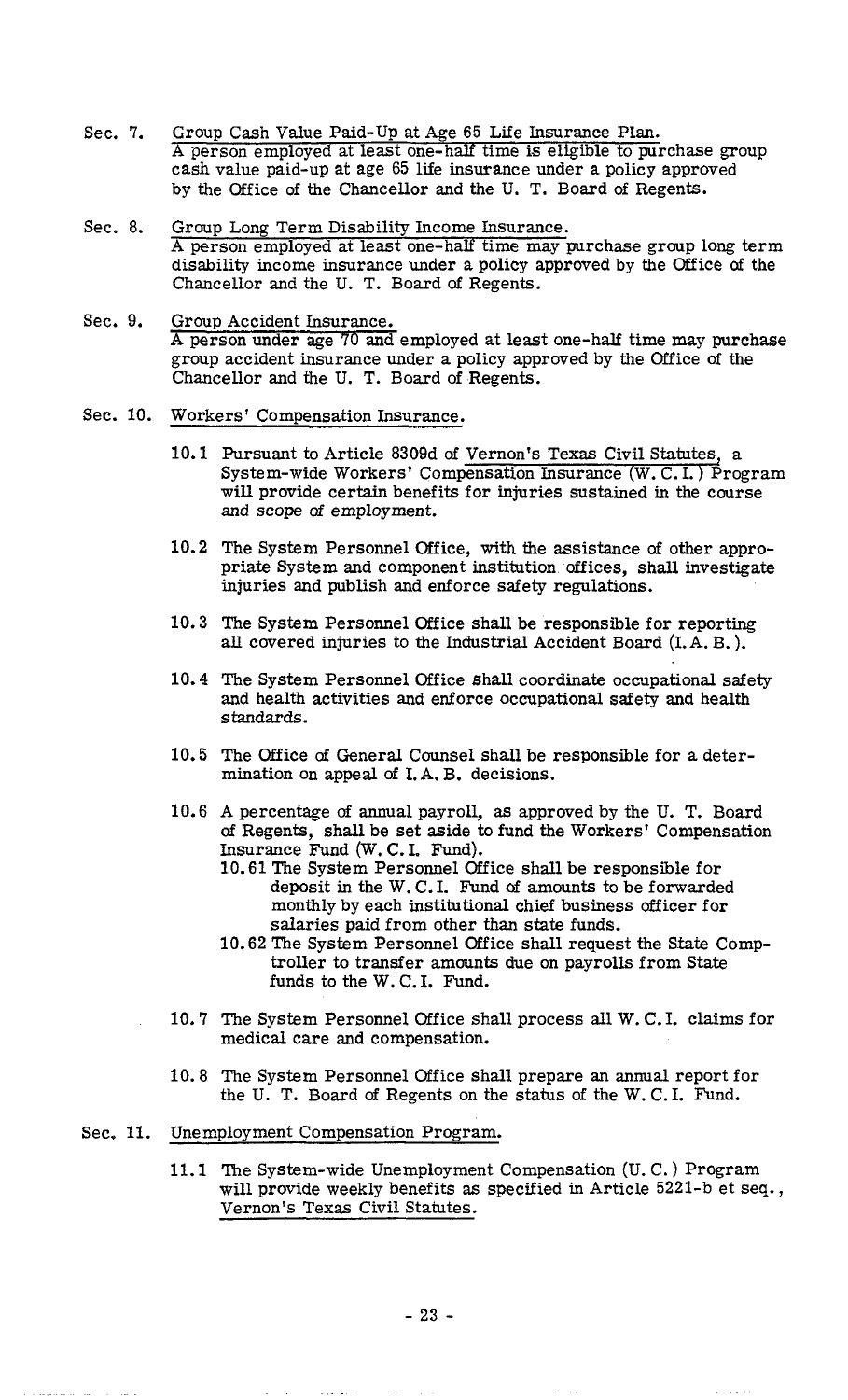Sec. 7. Group Cash Value Paid-Up at Age 65 Life Insurance Plan.
A person employed at least one-half time is eligible to purchase group cash value paid-up at age 65 life insurance under a policy approved by the Office of the Chancellor and the U. T. Board of Regents.

Sec. 8. Group Long Term Disability Income Insurance.
A person employed at least one-half time may purchase group long term disability income insurance under a policy approved by the Office of the Chancellor and the U. T. Board of Regents.

Sec. 9. Group Accident Insurance.
A person under age 70 and employed at least one-half time may purchase group accident insurance under a policy approved by the Office of the Chancellor and the U. T. Board of Regents.

Sec. 10. Workers' Compensation Insurance.

10.1 Pursuant to Article 8309d of Vernon's Texas Civil Statutes, a System-wide Workers' Compensation Insurance (W. C. I.) Program will provide certain benefits for injuries sustained in the course and scope of employment.

10.2 The System Personnel Office, with the assistance of other appropriate System and component institution offices, shall investigate injuries and publish and enforce safety regulations.

10.3 The System Personnel Office shall be responsible for reporting all covered injuries to the Industrial Accident Board (I. A. B.).

10.4 The System Personnel Office shall coordinate occupational safety and health activities and enforce occupational safety and health standards.

10.5 The Office of General Counsel shall be responsible for a determination on appeal of I. A. B. decisions.

10.6 A percentage of annual payroll, as approved by the U. T. Board of Regents, shall be set aside to fund the Workers' Compensation Insurance Fund (W. C. I. Fund).

10.61 The System Personnel Office shall be responsible for deposit in the W. C. I. Fund of amounts to be forwarded monthly by each institutional chief business officer for salaries paid from other than state funds.

10.62 The System Personnel Office shall request the State Comptroller to transfer amounts due on payrolls from State funds to the W. C. I. Fund.

10.7 The System Personnel Office shall process all W. C. I. claims for medical care and compensation.

10.8 The System Personnel Office shall prepare an annual report for the U. T. Board of Regents on the status of the W. C. I. Fund.

Sec. 11. Unemployment Compensation Program.

11.1 The System-wide Unemployment Compensation (U. C.) Program will provide weekly benefits as specified in Article 5221-b et seq., Vernon's Texas Civil Statutes.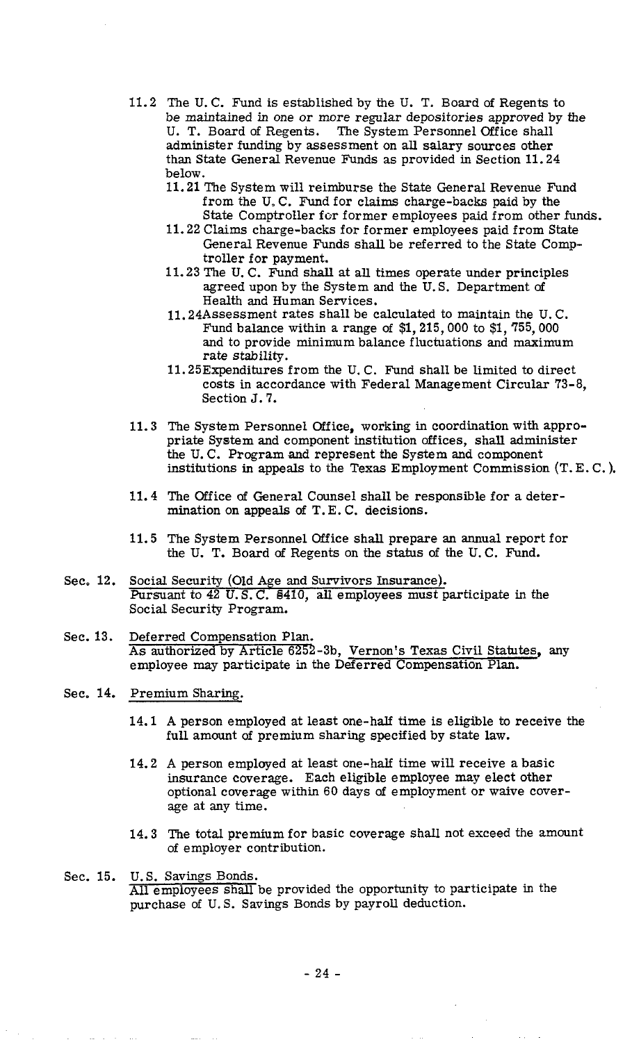11.2 The U. C. Fund is established by the U. T. Board of Regents to be maintained in one or more regular depositories approved by the U. T. Board of Regents. The System Personnel Office shall administer funding by assessment on all salary sources other than State General Revenue Funds as provided in Section 11.24 below.

11.21 The System will reimburse the State General Revenue Fund from the U. C. Fund for claims charge-backs paid by the State Comptroller for former employees paid from other funds.

11.22 Claims charge-backs for former employees paid from State General Revenue Funds shall be referred to the State Comptroller for payment.

11.23 The U. C. Fund shall at all times operate under principles agreed upon by the System and the U. S. Department of Health and Human Services.

11.24 Assessment rates shall be calculated to maintain the U. C. Fund balance within a range of $1,215,000 to $1,755,000 and to provide minimum balance fluctuations and maximum rate stability.

11.25 Expenditures from the U. C. Fund shall be limited to direct costs in accordance with Federal Management Circular 73-8, Section J. 7.

11.3 The System Personnel Office, working in coordination with appropriate System and component institution offices, shall administer the U. C. Program and represent the System and component institutions in appeals to the Texas Employment Commission (T. E. C.).

11.4 The Office of General Counsel shall be responsible for a determination on appeals of T. E. C. decisions.

11.5 The System Personnel Office shall prepare an annual report for the U. T. Board of Regents on the status of the U. C. Fund.

Sec. 12. Social Security (Old Age and Survivors Insurance).
Pursuant to 42 U. S. C. §410, all employees must participate in the Social Security Program.

Sec. 13. Deferred Compensation Plan.
As authorized by Article 6252-3b, Vernon's Texas Civil Statutes, any employee may participate in the Deferred Compensation Plan.

Sec. 14. Premium Sharing.

14.1 A person employed at least one-half time is eligible to receive the full amount of premium sharing specified by state law.

14.2 A person employed at least one-half time will receive a basic insurance coverage. Each eligible employee may elect other optional coverage within 60 days of employment or waive coverage at any time.

14.3 The total premium for basic coverage shall not exceed the amount of employer contribution.

Sec. 15. U. S. Savings Bonds.
All employees shall be provided the opportunity to participate in the purchase of U. S. Savings Bonds by payroll deduction.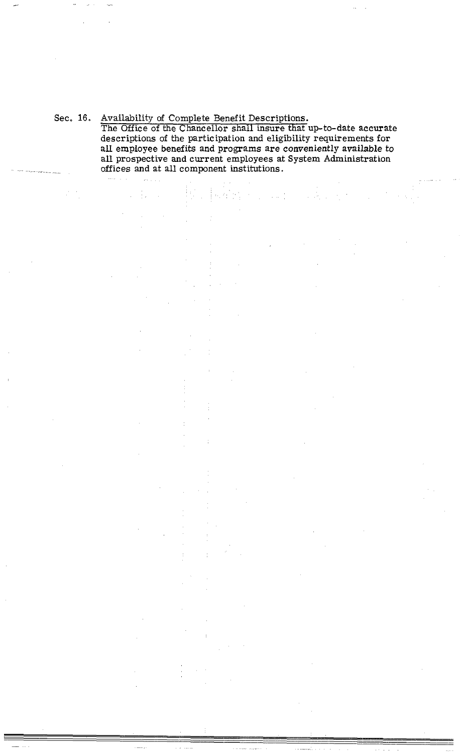Sec. 16. <u>Availability of Complete Benefit Descriptions.</u>

The Office of the Chancellor shall insure that up-to-date accurate descriptions of the participation and eligibility requirements for all employee benefits and programs are conveniently available to all prospective and current employees at System Administration offices and at all component institutions.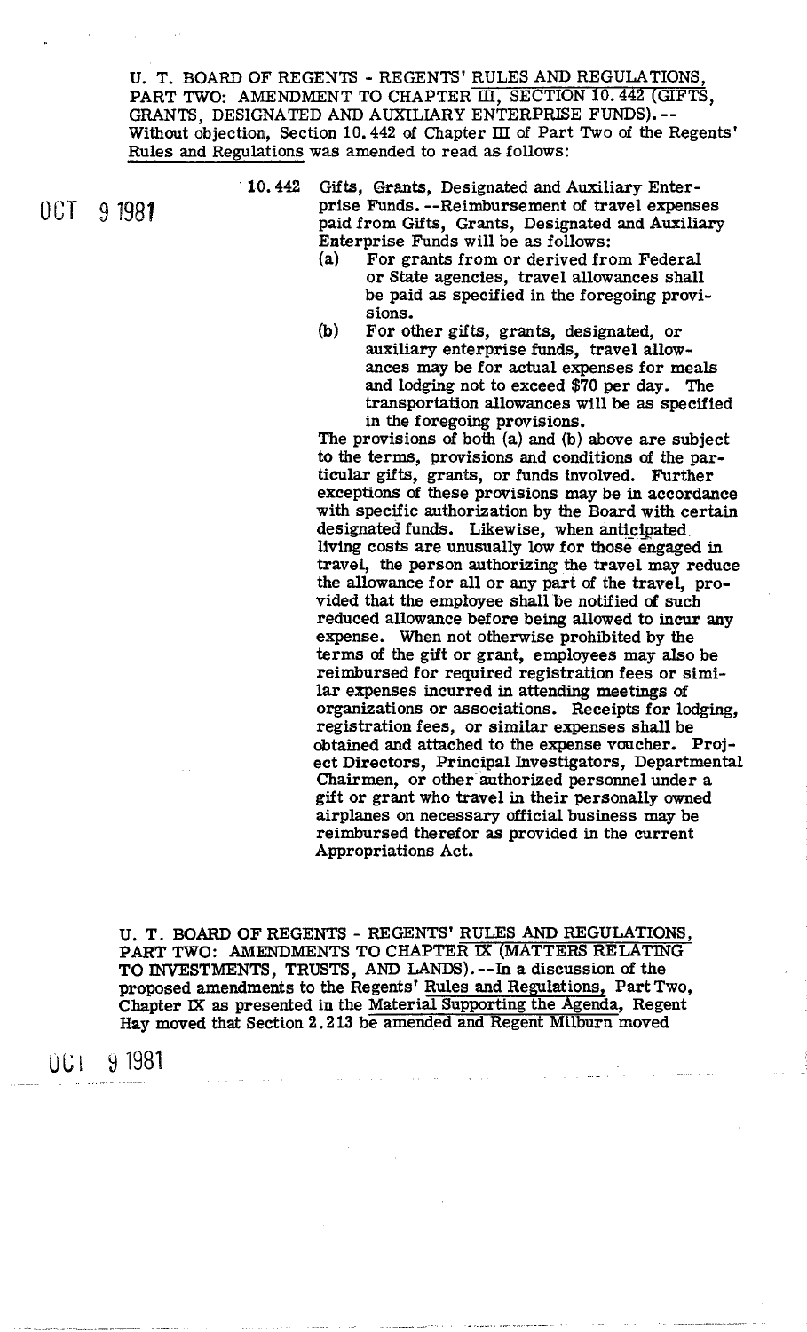U. T. BOARD OF REGENTS - REGENTS' RULES AND REGULATIONS, PART TWO: AMENDMENT TO CHAPTER III, SECTION 10.442 (GIFTS, GRANTS, DESIGNATED AND AUXILIARY ENTERPRISE FUNDS). --Without objection, Section 10.442 of Chapter III of Part Two of the Regents' Rules and Regulations was amended to read as follows:

OCT 9 1981

10.442 Gifts, Grants, Designated and Auxiliary Enterprise Funds. --Reimbursement of travel expenses paid from Gifts, Grants, Designated and Auxiliary Enterprise Funds will be as follows:

(a) For grants from or derived from Federal or State agencies, travel allowances shall be paid as specified in the foregoing provisions.

(b) For other gifts, grants, designated, or auxiliary enterprise funds, travel allowances may be for actual expenses for meals and lodging not to exceed $70 per day. The transportation allowances will be as specified in the foregoing provisions.

The provisions of both (a) and (b) above are subject to the terms, provisions and conditions of the particular gifts, grants, or funds involved. Further exceptions of these provisions may be in accordance with specific authorization by the Board with certain designated funds. Likewise, when anticipated living costs are unusually low for those engaged in travel, the person authorizing the travel may reduce the allowance for all or any part of the travel, provided that the employee shall be notified of such reduced allowance before being allowed to incur any expense. When not otherwise prohibited by the terms of the gift or grant, employees may also be reimbursed for required registration fees or similar expenses incurred in attending meetings of organizations or associations. Receipts for lodging, registration fees, or similar expenses shall be obtained and attached to the expense voucher. Project Directors, Principal Investigators, Departmental Chairmen, or other authorized personnel under a gift or grant who travel in their personally owned airplanes on necessary official business may be reimbursed therefor as provided in the current Appropriations Act.

U. T. BOARD OF REGENTS - REGENTS' RULES AND REGULATIONS, PART TWO: AMENDMENTS TO CHAPTER IX (MATTERS RELATING TO INVESTMENTS, TRUSTS, AND LANDS). --In a discussion of the proposed amendments to the Regents' Rules and Regulations, Part Two, Chapter IX as presented in the Material Supporting the Agenda, Regent Hay moved that Section 2.213 be amended and Regent Milburn moved

OCT 9 1981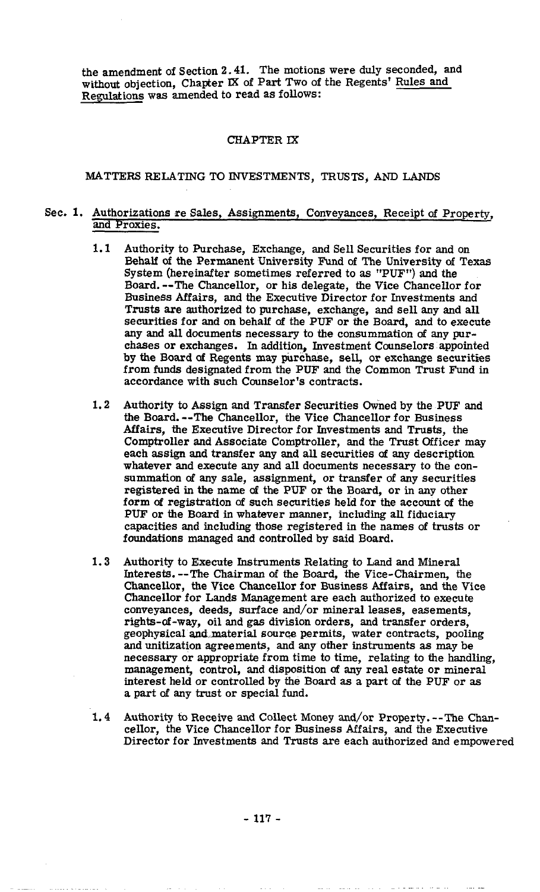the amendment of Section 2.41. The motions were duly seconded, and without objection, Chapter IX of Part Two of the Regents' Rules and Regulations was amended to read as follows:

## CHAPTER IX

### MATTERS RELATING TO INVESTMENTS, TRUSTS, AND LANDS

Sec. 1. Authorizations re Sales, Assignments, Conveyances, Receipt of Property, and Proxies.

1.1 Authority to Purchase, Exchange, and Sell Securities for and on Behalf of the Permanent University Fund of The University of Texas System (hereinafter sometimes referred to as "PUF") and the Board.--The Chancellor, or his delegate, the Vice Chancellor for Business Affairs, and the Executive Director for Investments and Trusts are authorized to purchase, exchange, and sell any and all securities for and on behalf of the PUF or the Board, and to execute any and all documents necessary to the consummation of any purchases or exchanges. In addition, Investment Counselors appointed by the Board of Regents may purchase, sell, or exchange securities from funds designated from the PUF and the Common Trust Fund in accordance with such Counselor's contracts.

1.2 Authority to Assign and Transfer Securities Owned by the PUF and the Board.--The Chancellor, the Vice Chancellor for Business Affairs, the Executive Director for Investments and Trusts, the Comptroller and Associate Comptroller, and the Trust Officer may each assign and transfer any and all securities of any description whatever and execute any and all documents necessary to the consummation of any sale, assignment, or transfer of any securities registered in the name of the PUF or the Board, or in any other form of registration of such securities held for the account of the PUF or the Board in whatever manner, including all fiduciary capacities and including those registered in the names of trusts or foundations managed and controlled by said Board.

1.3 Authority to Execute Instruments Relating to Land and Mineral Interests.--The Chairman of the Board, the Vice-Chairmen, the Chancellor, the Vice Chancellor for Business Affairs, and the Vice Chancellor for Lands Management are each authorized to execute conveyances, deeds, surface and/or mineral leases, easements, rights-of-way, oil and gas division orders, and transfer orders, geophysical and material source permits, water contracts, pooling and unitization agreements, and any other instruments as may be necessary or appropriate from time to time, relating to the handling, management, control, and disposition of any real estate or mineral interest held or controlled by the Board as a part of the PUF or as a part of any trust or special fund.

1.4 Authority to Receive and Collect Money and/or Property.--The Chancellor, the Vice Chancellor for Business Affairs, and the Executive Director for Investments and Trusts are each authorized and empowered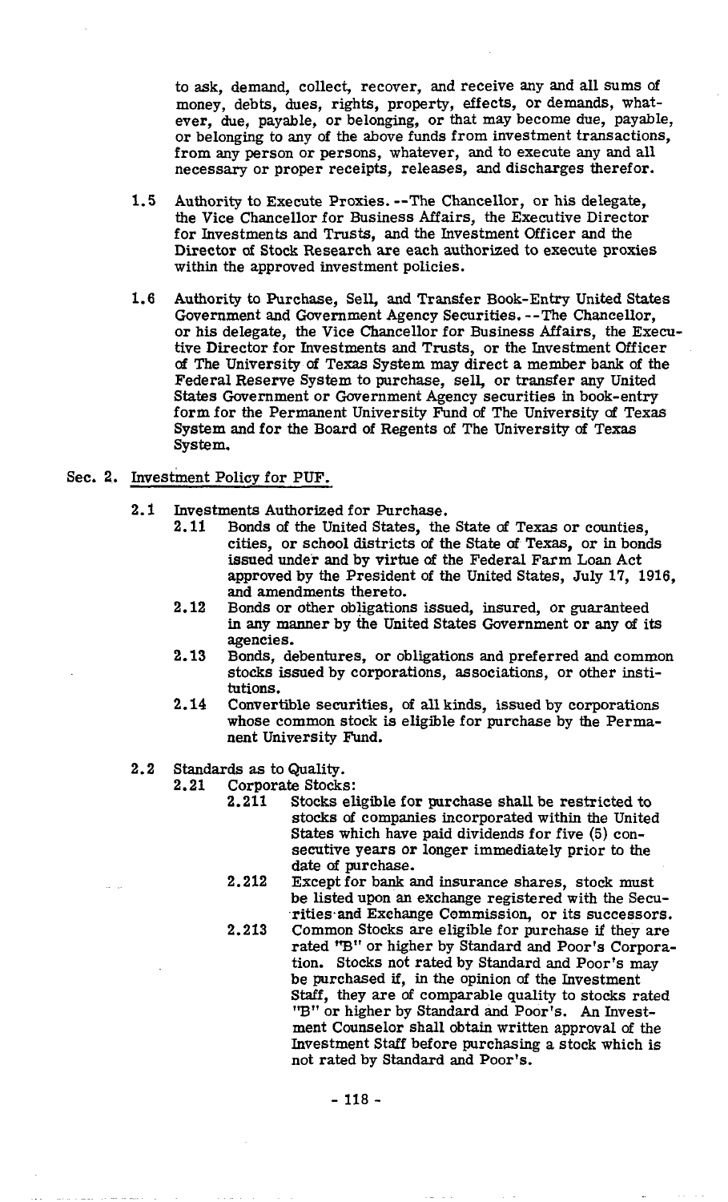to ask, demand, collect, recover, and receive any and all sums of money, debts, dues, rights, property, effects, or demands, whatever, due, payable, or belonging, or that may become due, payable, or belonging to any of the above funds from investment transactions, from any person or persons, whatever, and to execute any and all necessary or proper receipts, releases, and discharges therefor.

1.5 Authority to Execute Proxies. --The Chancellor, or his delegate, the Vice Chancellor for Business Affairs, the Executive Director for Investments and Trusts, and the Investment Officer and the Director of Stock Research are each authorized to execute proxies within the approved investment policies.

1.6 Authority to Purchase, Sell, and Transfer Book-Entry United States Government and Government Agency Securities. --The Chancellor, or his delegate, the Vice Chancellor for Business Affairs, the Executive Director for Investments and Trusts, or the Investment Officer of The University of Texas System may direct a member bank of the Federal Reserve System to purchase, sell, or transfer any United States Government or Government Agency securities in book-entry form for the Permanent University Fund of The University of Texas System and for the Board of Regents of The University of Texas System.

Sec. 2. Investment Policy for PUF.

2.1 Investments Authorized for Purchase.

2.11 Bonds of the United States, the State of Texas or counties, cities, or school districts of the State of Texas, or in bonds issued under and by virtue of the Federal Farm Loan Act approved by the President of the United States, July 17, 1916, and amendments thereto.

2.12 Bonds or other obligations issued, insured, or guaranteed in any manner by the United States Government or any of its agencies.

2.13 Bonds, debentures, or obligations and preferred and common stocks issued by corporations, associations, or other institutions.

2.14 Convertible securities, of all kinds, issued by corporations whose common stock is eligible for purchase by the Permanent University Fund.

2.2 Standards as to Quality.

2.21 Corporate Stocks:

2.211 Stocks eligible for purchase shall be restricted to stocks of companies incorporated within the United States which have paid dividends for five (5) consecutive years or longer immediately prior to the date of purchase.

2.212 Except for bank and insurance shares, stock must be listed upon an exchange registered with the Securities and Exchange Commission, or its successors.

2.213 Common Stocks are eligible for purchase if they are rated "B" or higher by Standard and Poor's Corporation. Stocks not rated by Standard and Poor's may be purchased if, in the opinion of the Investment Staff, they are of comparable quality to stocks rated "B" or higher by Standard and Poor's. An Investment Counselor shall obtain written approval of the Investment Staff before purchasing a stock which is not rated by Standard and Poor's.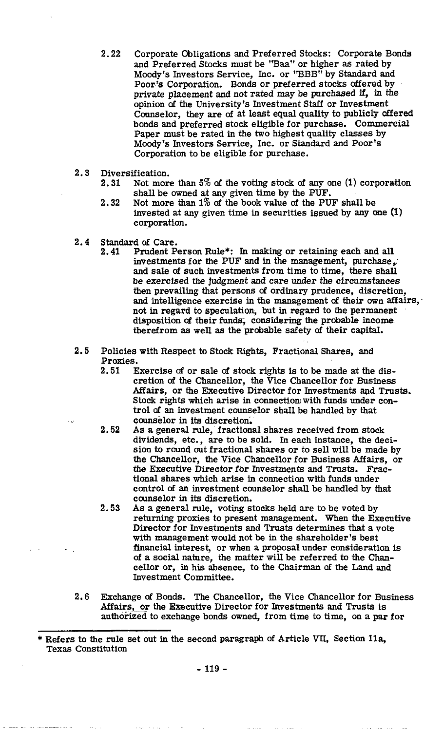2.22 Corporate Obligations and Preferred Stocks: Corporate Bonds and Preferred Stocks must be "Baa" or higher as rated by Moody's Investors Service, Inc. or "BBB" by Standard and Poor's Corporation. Bonds or preferred stocks offered by private placement and not rated may be purchased if, in the opinion of the University's Investment Staff or Investment Counselor, they are of at least equal quality to publicly offered bonds and preferred stock eligible for purchase. Commercial Paper must be rated in the two highest quality classes by Moody's Investors Service, Inc. or Standard and Poor's Corporation to be eligible for purchase.

2.3 Diversification.

2.31 Not more than 5% of the voting stock of any one (1) corporation shall be owned at any given time by the PUF.

2.32 Not more than 1% of the book value of the PUF shall be invested at any given time in securities issued by any one (1) corporation.

2.4 Standard of Care.

2.41 Prudent Person Rule*: In making or retaining each and all investments for the PUF and in the management, purchase, and sale of such investments from time to time, there shall be exercised the judgment and care under the circumstances then prevailing that persons of ordinary prudence, discretion, and intelligence exercise in the management of their own affairs, not in regard to speculation, but in regard to the permanent disposition of their funds, considering the probable income therefrom as well as the probable safety of their capital.

2.5 Policies with Respect to Stock Rights, Fractional Shares, and Proxies.

2.51 Exercise of or sale of stock rights is to be made at the discretion of the Chancellor, the Vice Chancellor for Business Affairs, or the Executive Director for Investments and Trusts. Stock rights which arise in connection with funds under control of an investment counselor shall be handled by that counselor in its discretion.

2.52 As a general rule, fractional shares received from stock dividends, etc., are to be sold. In each instance, the decision to round out fractional shares or to sell will be made by the Chancellor, the Vice Chancellor for Business Affairs, or the Executive Director for Investments and Trusts. Fractional shares which arise in connection with funds under control of an investment counselor shall be handled by that counselor in its discretion.

2.53 As a general rule, voting stocks held are to be voted by returning proxies to present management. When the Executive Director for Investments and Trusts determines that a vote with management would not be in the shareholder's best financial interest, or when a proposal under consideration is of a social nature, the matter will be referred to the Chancellor or, in his absence, to the Chairman of the Land and Investment Committee.

2.6 Exchange of Bonds. The Chancellor, the Vice Chancellor for Business Affairs, or the Executive Director for Investments and Trusts is authorized to exchange bonds owned, from time to time, on a par for

---

* Refers to the rule set out in the second paragraph of Article VII, Section 11a, Texas Constitution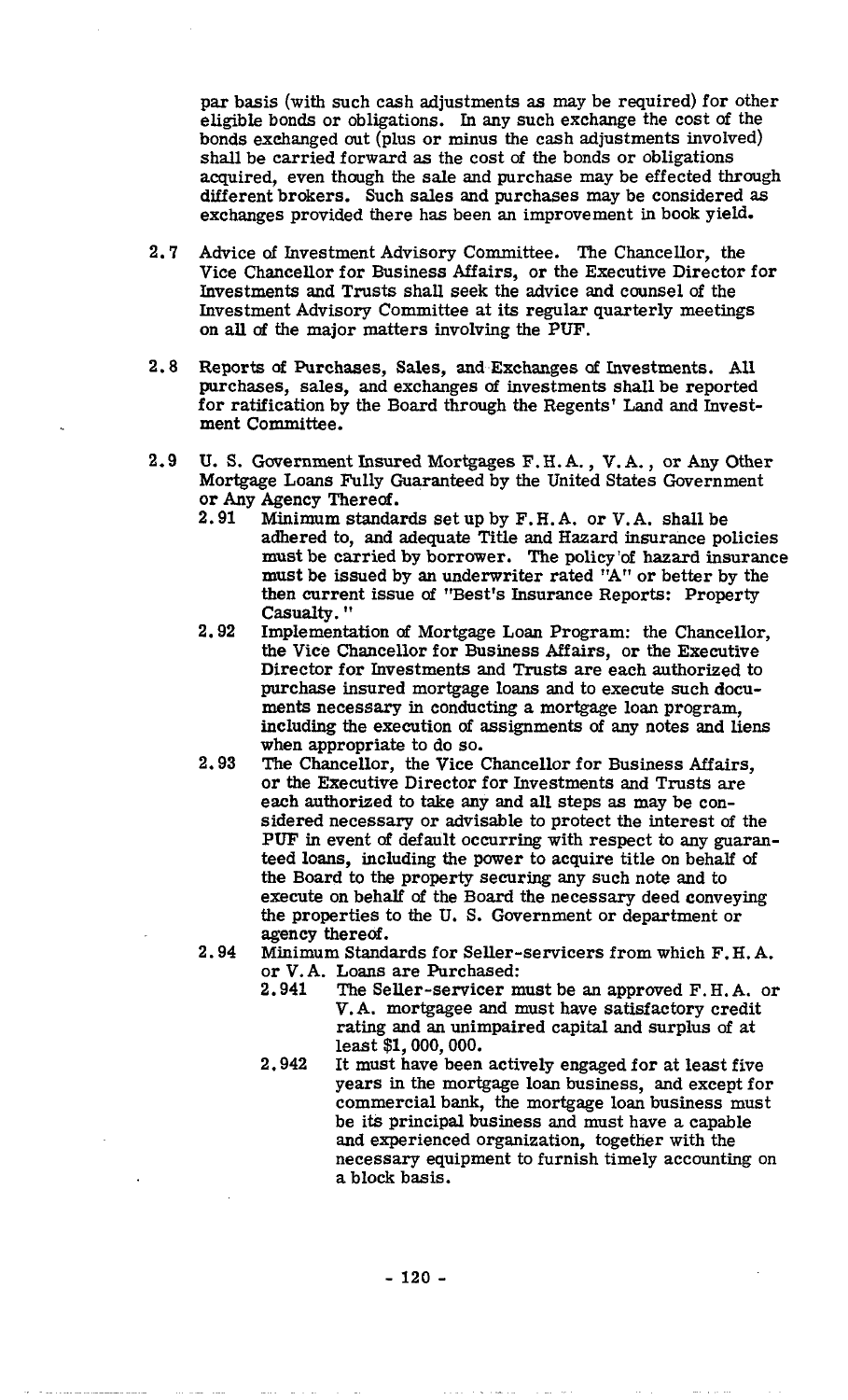par basis (with such cash adjustments as may be required) for other eligible bonds or obligations. In any such exchange the cost of the bonds exchanged out (plus or minus the cash adjustments involved) shall be carried forward as the cost of the bonds or obligations acquired, even though the sale and purchase may be effected through different brokers. Such sales and purchases may be considered as exchanges provided there has been an improvement in book yield.

2.7 Advice of Investment Advisory Committee. The Chancellor, the Vice Chancellor for Business Affairs, or the Executive Director for Investments and Trusts shall seek the advice and counsel of the Investment Advisory Committee at its regular quarterly meetings on all of the major matters involving the PUF.

2.8 Reports of Purchases, Sales, and Exchanges of Investments. All purchases, sales, and exchanges of investments shall be reported for ratification by the Board through the Regents' Land and Investment Committee.

2.9 U. S. Government Insured Mortgages F.H.A., V.A., or Any Other Mortgage Loans Fully Guaranteed by the United States Government or Any Agency Thereof.

- 2.91 Minimum standards set up by F.H.A. or V.A. shall be adhered to, and adequate Title and Hazard insurance policies must be carried by borrower. The policy of hazard insurance must be issued by an underwriter rated "A" or better by the then current issue of "Best's Insurance Reports: Property Casualty."
- 2.92 Implementation of Mortgage Loan Program: the Chancellor, the Vice Chancellor for Business Affairs, or the Executive Director for Investments and Trusts are each authorized to purchase insured mortgage loans and to execute such documents necessary in conducting a mortgage loan program, including the execution of assignments of any notes and liens when appropriate to do so.
- 2.93 The Chancellor, the Vice Chancellor for Business Affairs, or the Executive Director for Investments and Trusts are each authorized to take any and all steps as may be considered necessary or advisable to protect the interest of the PUF in event of default occurring with respect to any guaranteed loans, including the power to acquire title on behalf of the Board to the property securing any such note and to execute on behalf of the Board the necessary deed conveying the properties to the U. S. Government or department or agency thereof.
- 2.94 Minimum Standards for Seller-servicers from which F.H.A. or V.A. Loans are Purchased:
  - 2.941 The Seller-servicer must be an approved F.H.A. or V.A. mortgagee and must have satisfactory credit rating and an unimpaired capital and surplus of at least $1,000,000.
  - 2.942 It must have been actively engaged for at least five years in the mortgage loan business, and except for commercial bank, the mortgage loan business must be its principal business and must have a capable and experienced organization, together with the necessary equipment to furnish timely accounting on a block basis.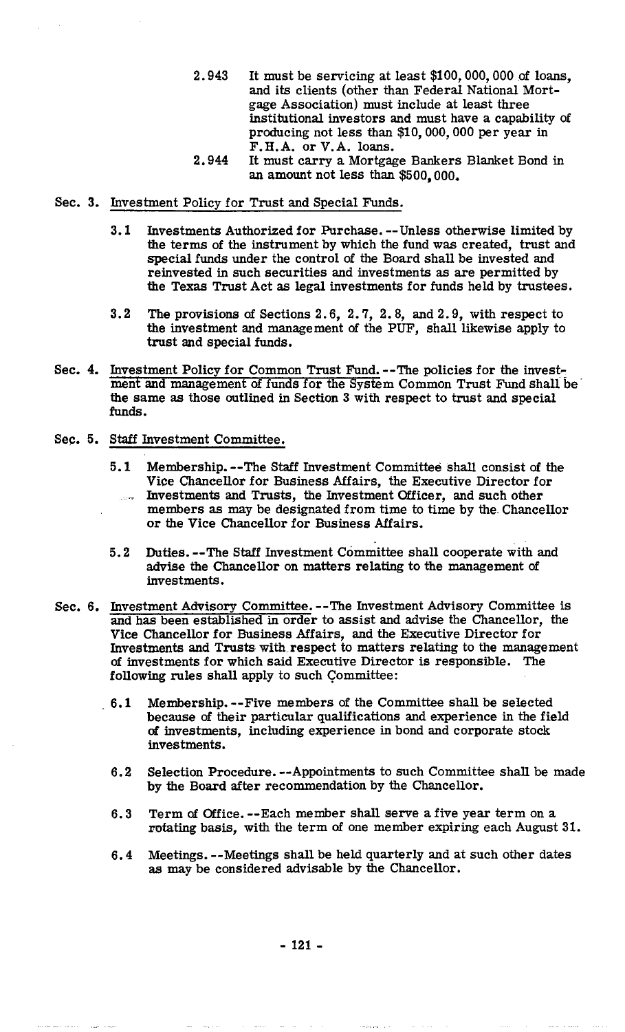2.943 It must be servicing at least $100,000,000 of loans, and its clients (other than Federal National Mortgage Association) must include at least three institutional investors and must have a capability of producing not less than $10,000,000 per year in F.H.A. or V.A. loans.

2.944 It must carry a Mortgage Bankers Blanket Bond in an amount not less than $500,000.

Sec. 3. Investment Policy for Trust and Special Funds.

3.1 Investments Authorized for Purchase.--Unless otherwise limited by the terms of the instrument by which the fund was created, trust and special funds under the control of the Board shall be invested and reinvested in such securities and investments as are permitted by the Texas Trust Act as legal investments for funds held by trustees.

3.2 The provisions of Sections 2.6, 2.7, 2.8, and 2.9, with respect to the investment and management of the PUF, shall likewise apply to trust and special funds.

Sec. 4. Investment Policy for Common Trust Fund.--The policies for the investment and management of funds for the System Common Trust Fund shall be the same as those outlined in Section 3 with respect to trust and special funds.

Sec. 5. Staff Investment Committee.

5.1 Membership.--The Staff Investment Committee shall consist of the Vice Chancellor for Business Affairs, the Executive Director for Investments and Trusts, the Investment Officer, and such other members as may be designated from time to time by the Chancellor or the Vice Chancellor for Business Affairs.

5.2 Duties.--The Staff Investment Committee shall cooperate with and advise the Chancellor on matters relating to the management of investments.

Sec. 6. Investment Advisory Committee.--The Investment Advisory Committee is and has been established in order to assist and advise the Chancellor, the Vice Chancellor for Business Affairs, and the Executive Director for Investments and Trusts with respect to matters relating to the management of investments for which said Executive Director is responsible. The following rules shall apply to such Committee:

6.1 Membership.--Five members of the Committee shall be selected because of their particular qualifications and experience in the field of investments, including experience in bond and corporate stock investments.

6.2 Selection Procedure.--Appointments to such Committee shall be made by the Board after recommendation by the Chancellor.

6.3 Term of Office.--Each member shall serve a five year term on a rotating basis, with the term of one member expiring each August 31.

6.4 Meetings.--Meetings shall be held quarterly and at such other dates as may be considered advisable by the Chancellor.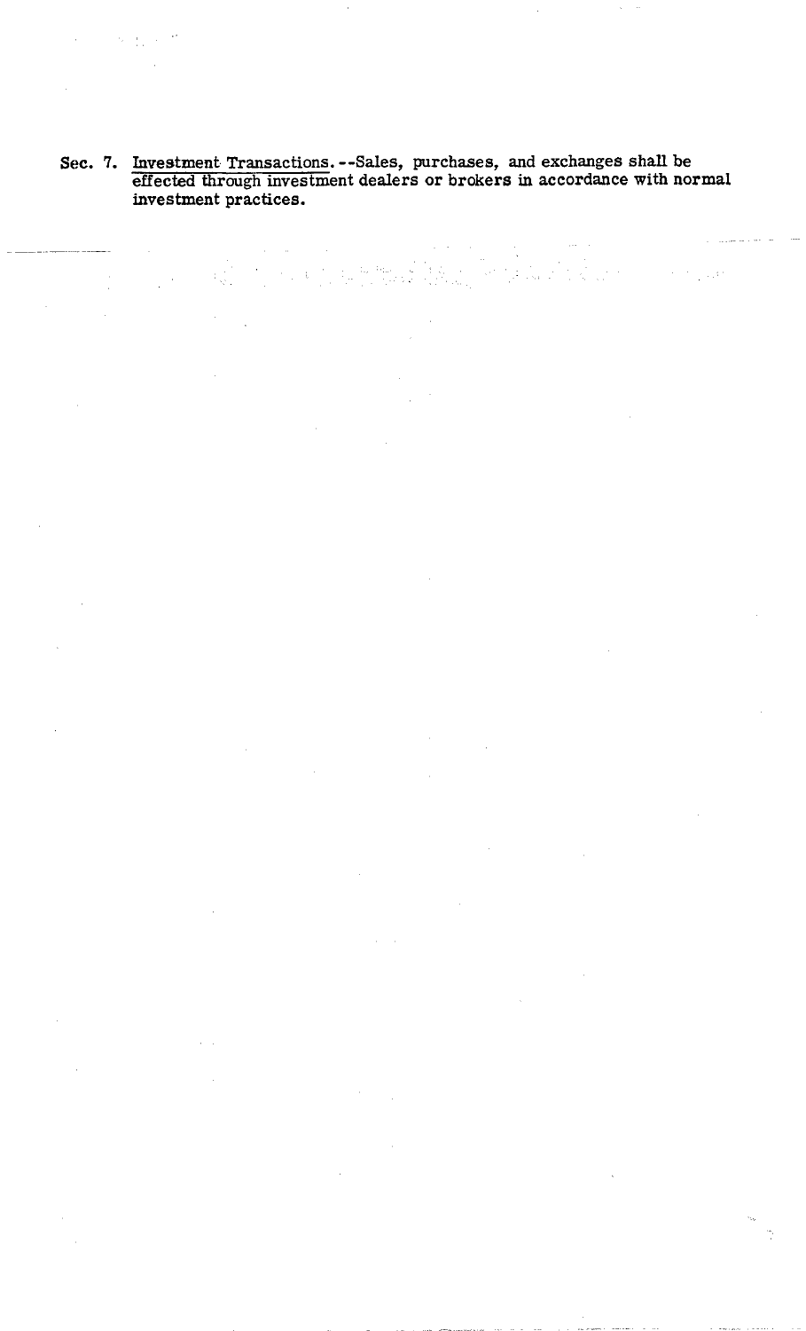**Sec. 7.** Investment Transactions.--Sales, purchases, and exchanges shall be effected through investment dealers or brokers in accordance with normal investment practices.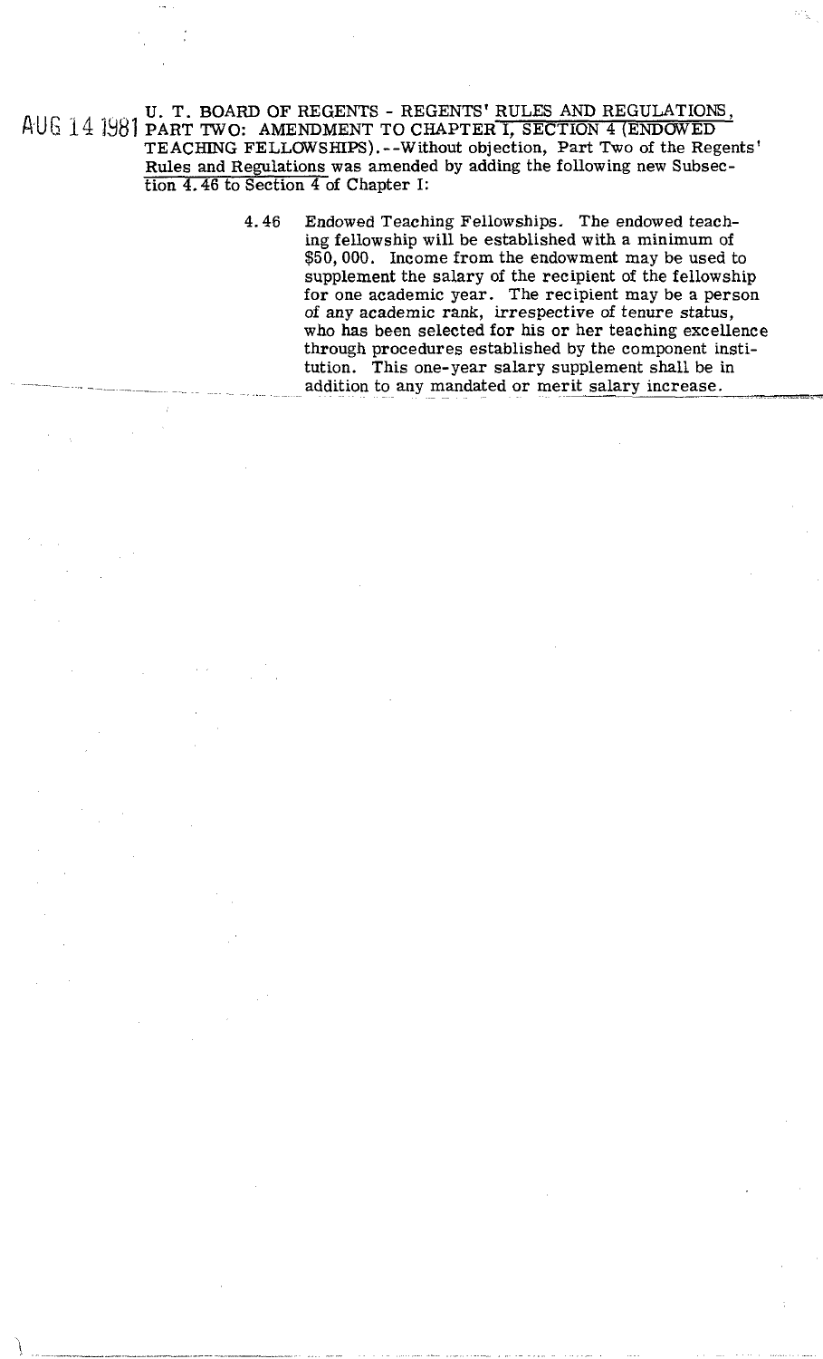AUG 14 1981 U. T. BOARD OF REGENTS - REGENTS' RULES AND REGULATIONS, PART TWO: AMENDMENT TO CHAPTER I, SECTION 4 (ENDOWED TEACHING FELLOWSHIPS).--Without objection, Part Two of the Regents' Rules and Regulations was amended by adding the following new Subsection 4.46 to Section 4 of Chapter I:

> 4.46 Endowed Teaching Fellowships. The endowed teaching fellowship will be established with a minimum of $50,000. Income from the endowment may be used to supplement the salary of the recipient of the fellowship for one academic year. The recipient may be a person of any academic rank, irrespective of tenure status, who has been selected for his or her teaching excellence through procedures established by the component institution. This one-year salary supplement shall be in addition to any mandated or merit salary increase.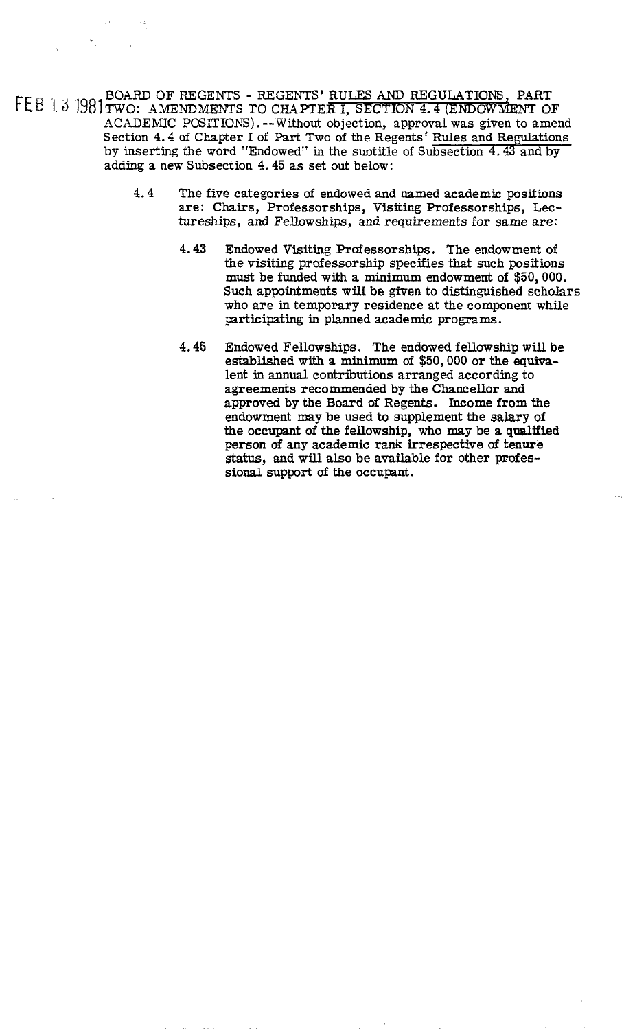FEB 13 1981 BOARD OF REGENTS - REGENTS' <u>RULES AND REGULATIONS</u>, PART TWO: AMENDMENTS TO <u>CHAPTER I, SECTION 4.4 (ENDOWMENT OF</u> ACADEMIC POSITIONS).--Without objection, approval was given to amend Section 4.4 of Chapter I of Part Two of the Regents' <u>Rules and Regulations</u> by inserting the word "Endowed" in the subtitle of <u>Subsection 4.43 and by</u> adding a new Subsection 4.45 as set out below:

> 4.4 The five categories of endowed and named academic positions are: Chairs, Professorships, Visiting Professorships, Lectureships, and Fellowships, and requirements for same are:
>
> > 4.43 Endowed Visiting Professorships. The endowment of the visiting professorship specifies that such positions must be funded with a minimum endowment of $50,000. Such appointments will be given to distinguished scholars who are in temporary residence at the component while participating in planned academic programs.
> >
> > 4.45 Endowed Fellowships. The endowed fellowship will be established with a minimum of $50,000 or the equivalent in annual contributions arranged according to agreements recommended by the Chancellor and approved by the Board of Regents. Income from the endowment may be used to supplement the salary of the occupant of the fellowship, who may be a qualified person of any academic rank irrespective of tenure status, and will also be available for other professional support of the occupant.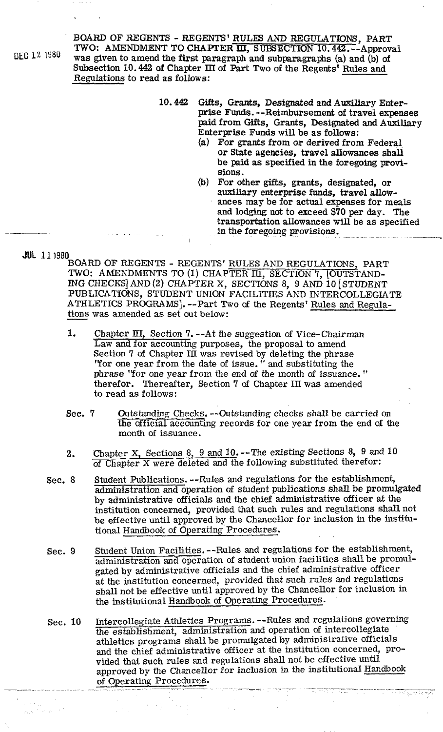DEC 12 1980

BOARD OF REGENTS - REGENTS' RULES AND REGULATIONS, PART TWO: AMENDMENT TO CHAPTER III, SUBSECTION 10.442.--Approval was given to amend the first paragraph and subparagraphs (a) and (b) of Subsection 10.442 of Chapter III of Part Two of the Regents' Rules and Regulations to read as follows:

> 10.442 Gifts, Grants, Designated and Auxiliary Enterprise Funds.--Reimbursement of travel expenses paid from Gifts, Grants, Designated and Auxiliary Enterprise Funds will be as follows:
>
> (a) For grants from or derived from Federal or State agencies, travel allowances shall be paid as specified in the foregoing provisions.
>
> (b) For other gifts, grants, designated, or auxiliary enterprise funds, travel allowances may be for actual expenses for meals and lodging not to exceed $70 per day. The transportation allowances will be as specified in the foregoing provisions.

JUL 11 1980

BOARD OF REGENTS - REGENTS' RULES AND REGULATIONS, PART TWO: AMENDMENTS TO (1) CHAPTER III, SECTION 7, [OUTSTANDING CHECKS] AND (2) CHAPTER X, SECTIONS 8, 9 AND 10 [STUDENT PUBLICATIONS, STUDENT UNION FACILITIES AND INTERCOLLEGIATE ATHLETICS PROGRAMS].--Part Two of the Regents' Rules and Regulations was amended as set out below:

1. Chapter III, Section 7.--At the suggestion of Vice-Chairman Law and for accounting purposes, the proposal to amend Section 7 of Chapter III was revised by deleting the phrase "for one year from the date of issue." and substituting the phrase "for one year from the end of the month of issuance." therefor. Thereafter, Section 7 of Chapter III was amended to read as follows:

   Sec. 7 Outstanding Checks.--Outstanding checks shall be carried on the official accounting records for one year from the end of the month of issuance.

2. Chapter X, Sections 8, 9 and 10.--The existing Sections 8, 9 and 10 of Chapter X were deleted and the following substituted therefor:

Sec. 8 Student Publications.--Rules and regulations for the establishment, administration and operation of student publications shall be promulgated by administrative officials and the chief administrative officer at the institution concerned, provided that such rules and regulations shall not be effective until approved by the Chancellor for inclusion in the institutional Handbook of Operating Procedures.

Sec. 9 Student Union Facilities.--Rules and regulations for the establishment, administration and operation of student union facilities shall be promulgated by administrative officials and the chief administrative officer at the institution concerned, provided that such rules and regulations shall not be effective until approved by the Chancellor for inclusion in the institutional Handbook of Operating Procedures.

Sec. 10 Intercollegiate Athletics Programs.--Rules and regulations governing the establishment, administration and operation of intercollegiate athletics programs shall be promulgated by administrative officials and the chief administrative officer at the institution concerned, provided that such rules and regulations shall not be effective until approved by the Chancellor for inclusion in the institutional Handbook of Operating Procedures.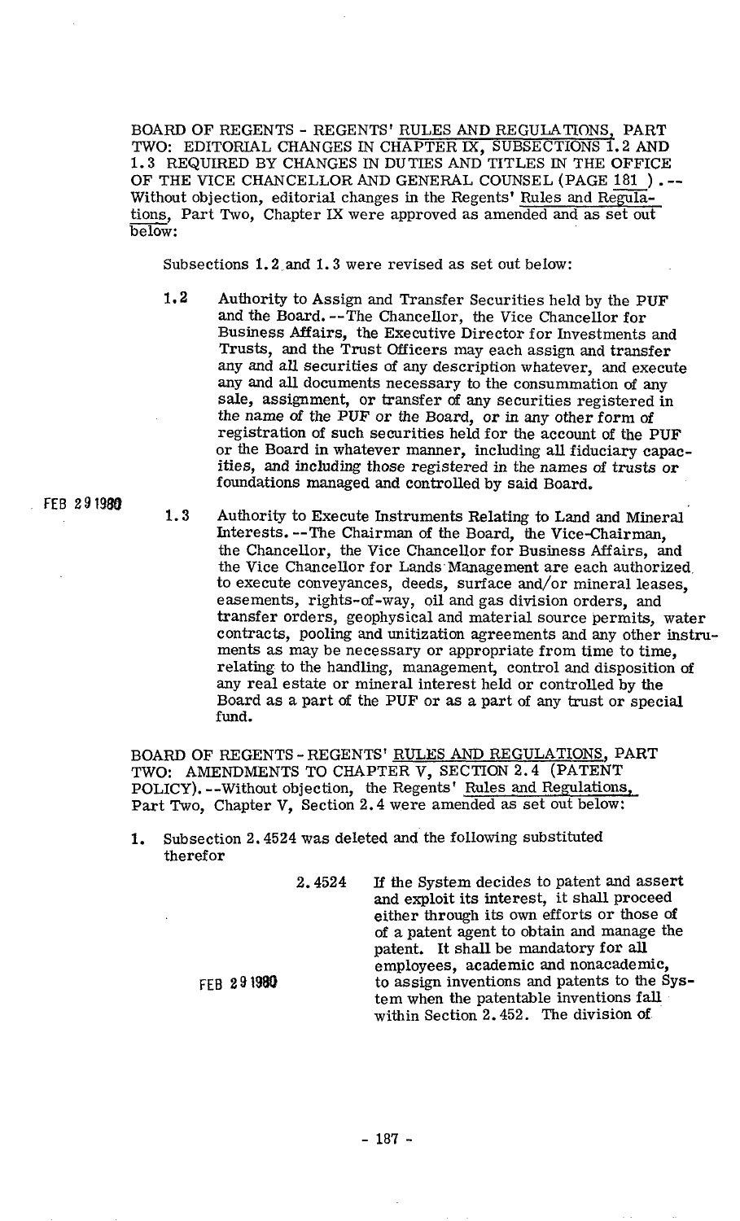BOARD OF REGENTS - REGENTS' RULES AND REGULATIONS, PART TWO: EDITORIAL CHANGES IN CHAPTER IX, SUBSECTIONS 1.2 AND 1.3 REQUIRED BY CHANGES IN DUTIES AND TITLES IN THE OFFICE OF THE VICE CHANCELLOR AND GENERAL COUNSEL (PAGE 181 ).--Without objection, editorial changes in the Regents' Rules and Regulations, Part Two, Chapter IX were approved as amended and as set out below:

Subsections 1.2 and 1.3 were revised as set out below:

1.2 Authority to Assign and Transfer Securities held by the PUF and the Board.--The Chancellor, the Vice Chancellor for Business Affairs, the Executive Director for Investments and Trusts, and the Trust Officers may each assign and transfer any and all securities of any description whatever, and execute any and all documents necessary to the consummation of any sale, assignment, or transfer of any securities registered in the name of the PUF or the Board, or in any other form of registration of such securities held for the account of the PUF or the Board in whatever manner, including all fiduciary capacities, and including those registered in the names of trusts or foundations managed and controlled by said Board.

FEB 29 1980

1.3 Authority to Execute Instruments Relating to Land and Mineral Interests.--The Chairman of the Board, the Vice-Chairman, the Chancellor, the Vice Chancellor for Business Affairs, and the Vice Chancellor for Lands Management are each authorized to execute conveyances, deeds, surface and/or mineral leases, easements, rights-of-way, oil and gas division orders, and transfer orders, geophysical and material source permits, water contracts, pooling and unitization agreements and any other instruments as may be necessary or appropriate from time to time, relating to the handling, management, control and disposition of any real estate or mineral interest held or controlled by the Board as a part of the PUF or as a part of any trust or special fund.

BOARD OF REGENTS - REGENTS' RULES AND REGULATIONS, PART TWO: AMENDMENTS TO CHAPTER V, SECTION 2.4 (PATENT POLICY).--Without objection, the Regents' Rules and Regulations, Part Two, Chapter V, Section 2.4 were amended as set out below:

1. Subsection 2.4524 was deleted and the following substituted therefor

    2.4524 If the System decides to patent and assert and exploit its interest, it shall proceed either through its own efforts or those of of a patent agent to obtain and manage the patent. It shall be mandatory for all employees, academic and nonacademic, to assign inventions and patents to the System when the patentable inventions fall within Section 2.452. The division of

FEB 29 1980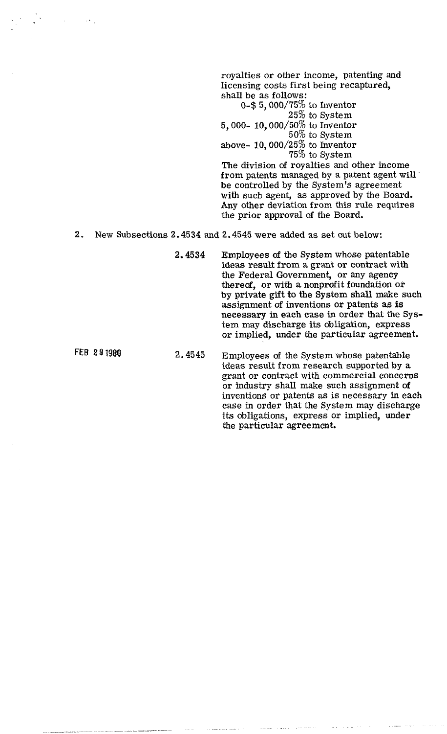royalties or other income, patenting and licensing costs first being recaptured, shall be as follows:

0-$ 5,000/75% to Inventor
25% to System
5,000- 10,000/50% to Inventor
50% to System
above- 10,000/25% to Inventor
75% to System

The division of royalties and other income from patents managed by a patent agent will be controlled by the System's agreement with such agent, as approved by the Board. Any other deviation from this rule requires the prior approval of the Board.

2. New Subsections 2.4534 and 2.4545 were added as set out below:

**2.4534** Employees of the System whose patentable ideas result from a grant or contract with the Federal Government, or any agency thereof, or with a nonprofit foundation or by private gift to the System shall make such assignment of inventions or patents as is necessary in each case in order that the System may discharge its obligation, express or implied, under the particular agreement.

FEB 29 1980

**2.4545** Employees of the System whose patentable ideas result from research supported by a grant or contract with commercial concerns or industry shall make such assignment of inventions or patents as is necessary in each case in order that the System may discharge its obligations, express or implied, under the particular agreement.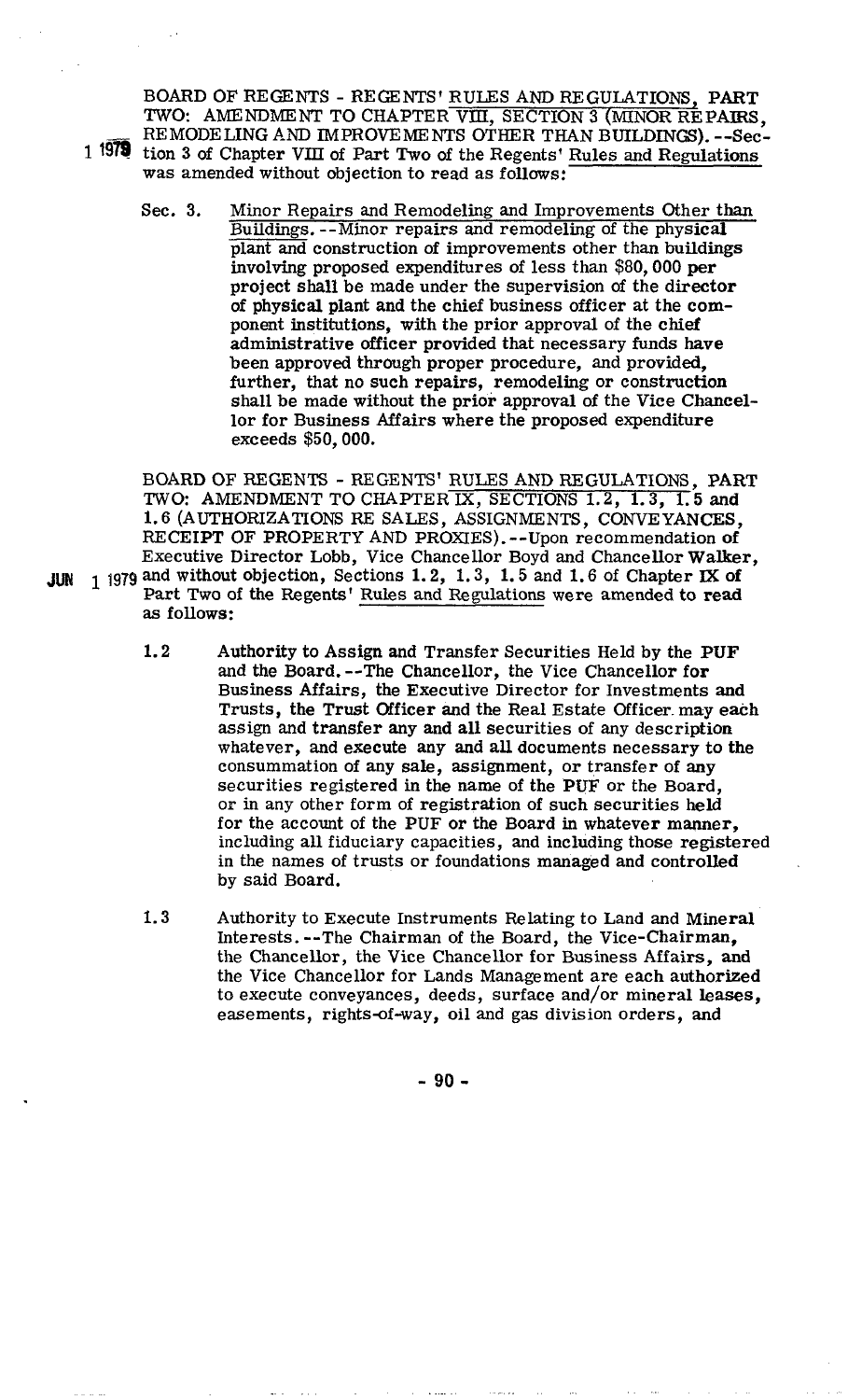BOARD OF REGENTS - REGENTS' RULES AND REGULATIONS, PART TWO: AMENDMENT TO CHAPTER VIII, SECTION 3 (MINOR REPAIRS, REMODELING AND IMPROVEMENTS OTHER THAN BUILDINGS). --Section 3 of Chapter VIII of Part Two of the Regents' Rules and Regulations was amended without objection to read as follows:

> Sec. 3. Minor Repairs and Remodeling and Improvements Other than Buildings. --Minor repairs and remodeling of the physical plant and construction of improvements other than buildings involving proposed expenditures of less than \$80,000 per project shall be made under the supervision of the director of physical plant and the chief business officer at the component institutions, with the prior approval of the chief administrative officer provided that necessary funds have been approved through proper procedure, and provided, further, that no such repairs, remodeling or construction shall be made without the prior approval of the Vice Chancellor for Business Affairs where the proposed expenditure exceeds \$50,000.

BOARD OF REGENTS - REGENTS' RULES AND REGULATIONS, PART TWO: AMENDMENT TO CHAPTER IX, SECTIONS 1.2, 1.3, 1.5 and 1.6 (AUTHORIZATIONS RE SALES, ASSIGNMENTS, CONVEYANCES, RECEIPT OF PROPERTY AND PROXIES). --Upon recommendation of Executive Director Lobb, Vice Chancellor Boyd and Chancellor Walker, and without objection, Sections 1.2, 1.3, 1.5 and 1.6 of Chapter IX of Part Two of the Regents' Rules and Regulations were amended to read as follows:

> 1.2 Authority to Assign and Transfer Securities Held by the PUF and the Board. --The Chancellor, the Vice Chancellor for Business Affairs, the Executive Director for Investments and Trusts, the Trust Officer and the Real Estate Officer may each assign and transfer any and all securities of any description whatever, and execute any and all documents necessary to the consummation of any sale, assignment, or transfer of any securities registered in the name of the PUF or the Board, or in any other form of registration of such securities held for the account of the PUF or the Board in whatever manner, including all fiduciary capacities, and including those registered in the names of trusts or foundations managed and controlled by said Board.
>
> 1.3 Authority to Execute Instruments Relating to Land and Mineral Interests. --The Chairman of the Board, the Vice-Chairman, the Chancellor, the Vice Chancellor for Business Affairs, and the Vice Chancellor for Lands Management are each authorized to execute conveyances, deeds, surface and/or mineral leases, easements, rights-of-way, oil and gas division orders, and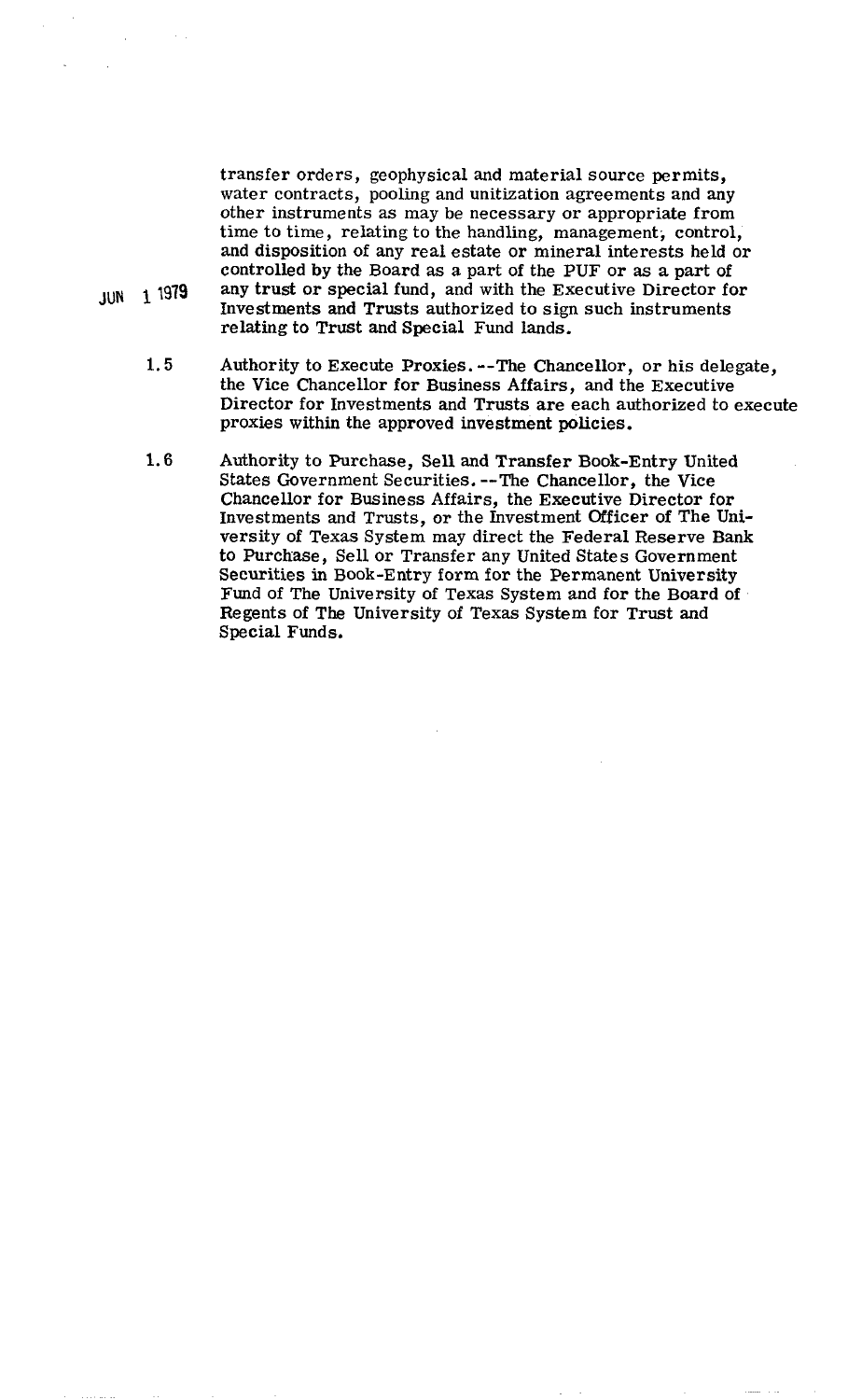transfer orders, geophysical and material source permits, water contracts, pooling and unitization agreements and any other instruments as may be necessary or appropriate from time to time, relating to the handling, management, control, and disposition of any real estate or mineral interests held or controlled by the Board as a part of the PUF or as a part of any trust or special fund, and with the Executive Director for Investments and Trusts authorized to sign such instruments relating to Trust and Special Fund lands.

JUN 1 1979

1.5 Authority to Execute Proxies.--The Chancellor, or his delegate, the Vice Chancellor for Business Affairs, and the Executive Director for Investments and Trusts are each authorized to execute proxies within the approved investment policies.

1.6 Authority to Purchase, Sell and Transfer Book-Entry United States Government Securities.--The Chancellor, the Vice Chancellor for Business Affairs, the Executive Director for Investments and Trusts, or the Investment Officer of The University of Texas System may direct the Federal Reserve Bank to Purchase, Sell or Transfer any United States Government Securities in Book-Entry form for the Permanent University Fund of The University of Texas System and for the Board of Regents of The University of Texas System for Trust and Special Funds.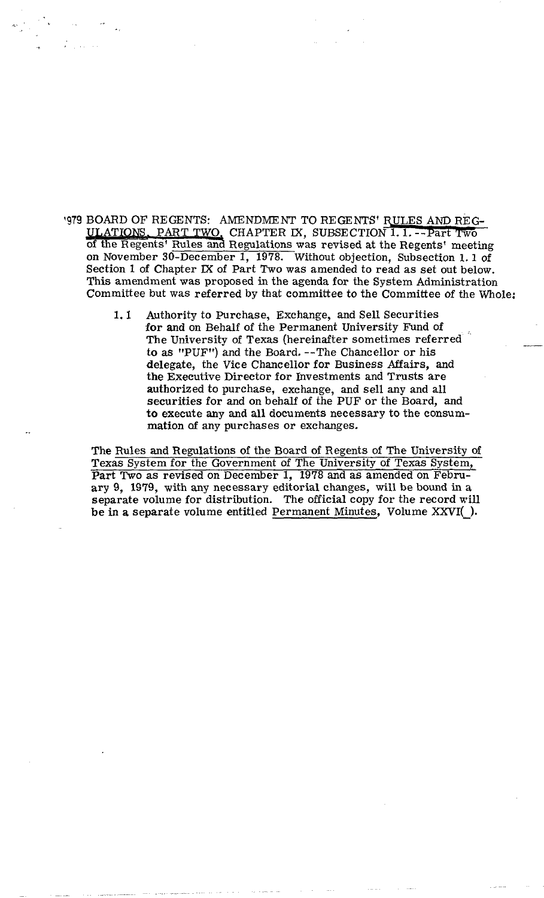'979 BOARD OF REGENTS: AMENDMENT TO REGENTS' RULES AND REGULATIONS, PART TWO, CHAPTER IX, SUBSECTION 1.1.--Part Two of the Regents' Rules and Regulations was revised at the Regents' meeting on November 30-December 1, 1978. Without objection, Subsection 1.1 of Section 1 of Chapter IX of Part Two was amended to read as set out below. This amendment was proposed in the agenda for the System Administration Committee but was referred by that committee to the Committee of the Whole:

> 1.1 Authority to Purchase, Exchange, and Sell Securities for and on Behalf of the Permanent University Fund of The University of Texas (hereinafter sometimes referred to as "PUF") and the Board.--The Chancellor or his delegate, the Vice Chancellor for Business Affairs, and the Executive Director for Investments and Trusts are authorized to purchase, exchange, and sell any and all securities for and on behalf of the PUF or the Board, and to execute any and all documents necessary to the consummation of any purchases or exchanges.

The Rules and Regulations of the Board of Regents of The University of Texas System for the Government of The University of Texas System, Part Two as revised on December 1, 1978 and as amended on February 9, 1979, with any necessary editorial changes, will be bound in a separate volume for distribution. The official copy for the record will be in a separate volume entitled Permanent Minutes, Volume XXVI( ).